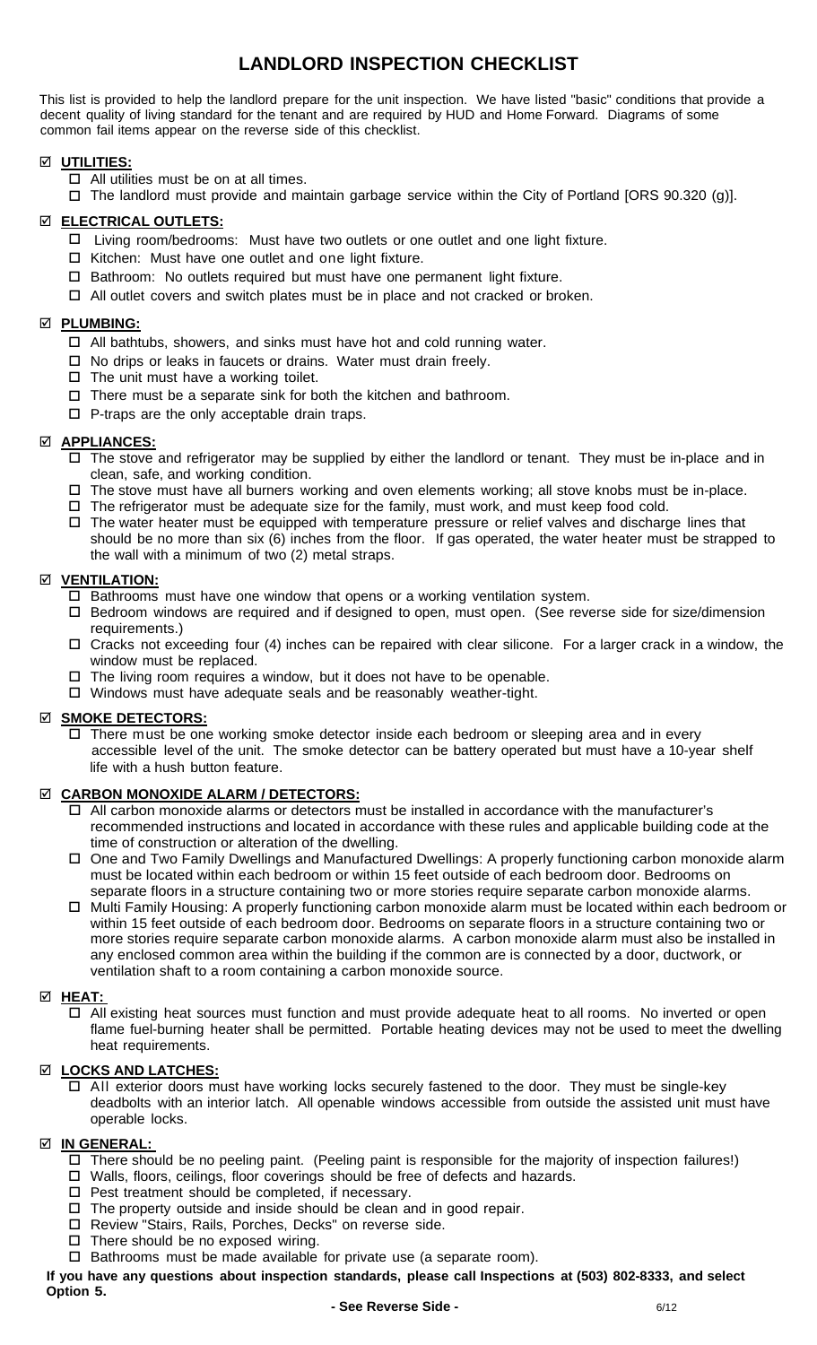# LANDLORD INSPECTION CHECKLIST

This list is provided to help the landlord prepare for the unit inspection. We have listed "basic" conditions that provide a decent quality of living standard for the tenant and are required by HUD and Home Forward. Diagrams of some common fail items appear on the reverse side of this checklist.

## ☑ UTILITIES:

- ☐ All utilities must be on at all times.
- ☐ The landlord must provide and maintain garbage service within the City of Portland [ORS 90.320 (g)].

## ☑ ELECTRICAL OUTLETS:

- ☐ Living room/bedrooms: Must have two outlets or one outlet and one light fixture.
- ☐ Kitchen: Must have one outlet and one light fixture.
- ☐ Bathroom: No outlets required but must have one permanent light fixture.
- ☐ All outlet covers and switch plates must be in place and not cracked or broken.

## ☑ PLUMBING:

- ☐ All bathtubs, showers, and sinks must have hot and cold running water.
- ☐ No drips or leaks in faucets or drains. Water must drain freely.
- ☐ The unit must have a working toilet.
- ☐ There must be a separate sink for both the kitchen and bathroom.
- ☐ P-traps are the only acceptable drain traps.

## ☑ APPLIANCES:

- ☐ The stove and refrigerator may be supplied by either the landlord or tenant. They must be in-place and in clean, safe, and working condition.
- ☐ The stove must have all burners working and oven elements working; all stove knobs must be in-place.
- ☐ The refrigerator must be adequate size for the family, must work, and must keep food cold.
- ☐ The water heater must be equipped with temperature pressure or relief valves and discharge lines that should be no more than six (6) inches from the floor. If gas operated, the water heater must be strapped to the wall with a minimum of two (2) metal straps.

## ☑ VENTILATION:

- ☐ Bathrooms must have one window that opens or a working ventilation system.
- ☐ Bedroom windows are required and if designed to open, must open. (See reverse side for size/dimension requirements.)
- ☐ Cracks not exceeding four (4) inches can be repaired with clear silicone. For a larger crack in a window, the window must be replaced.
- ☐ The living room requires a window, but it does not have to be openable.
- ☐ Windows must have adequate seals and be reasonably weather-tight.

## ☑ SMOKE DETECTORS:

- ☐ There must be one working smoke detector inside each bedroom or sleeping area and in every accessible level of the unit. The smoke detector can be battery operated but must have a 10-year shelf life with a hush button feature.

## ☑ CARBON MONOXIDE ALARM / DETECTORS:

- ☐ All carbon monoxide alarms or detectors must be installed in accordance with the manufacturer's recommended instructions and located in accordance with these rules and applicable building code at the time of construction or alteration of the dwelling.
- ☐ One and Two Family Dwellings and Manufactured Dwellings: A properly functioning carbon monoxide alarm must be located within each bedroom or within 15 feet outside of each bedroom door. Bedrooms on separate floors in a structure containing two or more stories require separate carbon monoxide alarms.
- ☐ Multi Family Housing: A properly functioning carbon monoxide alarm must be located within each bedroom or within 15 feet outside of each bedroom door. Bedrooms on separate floors in a structure containing two or more stories require separate carbon monoxide alarms. A carbon monoxide alarm must also be installed in any enclosed common area within the building if the common are is connected by a door, ductwork, or ventilation shaft to a room containing a carbon monoxide source.

## ☑ HEAT:

- ☐ All existing heat sources must function and must provide adequate heat to all rooms. No inverted or open flame fuel-burning heater shall be permitted. Portable heating devices may not be used to meet the dwelling heat requirements.

## ☑ LOCKS AND LATCHES:

- ☐ All exterior doors must have working locks securely fastened to the door. They must be single-key deadbolts with an interior latch. All openable windows accessible from outside the assisted unit must have operable locks.

## ☑ IN GENERAL:

- ☐ There should be no peeling paint. (Peeling paint is responsible for the majority of inspection failures!)
- ☐ Walls, floors, ceilings, floor coverings should be free of defects and hazards.
- ☐ Pest treatment should be completed, if necessary.
- ☐ The property outside and inside should be clean and in good repair.
- ☐ Review "Stairs, Rails, Porches, Decks" on reverse side.
- ☐ There should be no exposed wiring.
- ☐ Bathrooms must be made available for private use (a separate room).

**If you have any questions about inspection standards, please call Inspections at (503) 802-8333, and select Option 5.**

**- See Reverse Side -**

6/12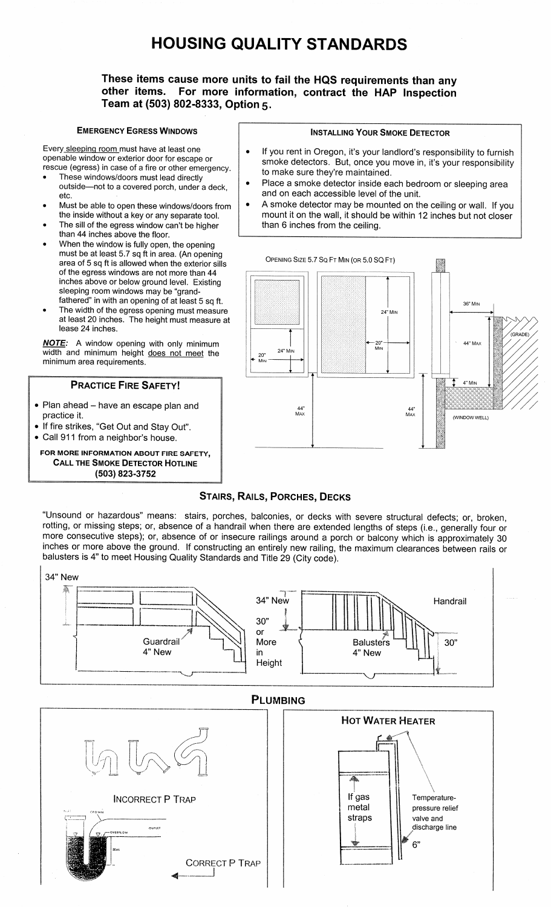# HOUSING QUALITY STANDARDS

**These items cause more units to fail the HQS requirements than any other items. For more information, contract the HAP Inspection Team at (503) 802-8333, Option 5.**

### EMERGENCY EGRESS WINDOWS

Every sleeping room must have at least one openable window or exterior door for escape or rescue (egress) in case of a fire or other emergency.

- These windows/doors must lead directly outside—not to a covered porch, under a deck, etc.
- Must be able to open these windows/doors from the inside without a key or any separate tool.
- The sill of the egress window can't be higher than 44 inches above the floor.
- When the window is fully open, the opening must be at least 5.7 sq ft in area. (An opening area of 5 sq ft is allowed when the exterior sills of the egress windows are not more than 44 inches above or below ground level. Existing sleeping room windows may be "grand-fathered" in with an opening of at least 5 sq ft.
- The width of the egress opening must measure at least 20 inches. The height must measure at lease 24 inches.

***NOTE:*** A window opening with only minimum width and minimum height does not meet the minimum area requirements.

### PRACTICE FIRE SAFETY!

- Plan ahead – have an escape plan and practice it.
- If fire strikes, "Get Out and Stay Out".
- Call 911 from a neighbor's house.

**FOR MORE INFORMATION ABOUT FIRE SAFETY, CALL THE SMOKE DETECTOR HOTLINE (503) 823-3752**

### INSTALLING YOUR SMOKE DETECTOR

- If you rent in Oregon, it's your landlord's responsibility to furnish smoke detectors. But, once you move in, it's your responsibility to make sure they're maintained.
- Place a smoke detector inside each bedroom or sleeping area and on each accessible level of the unit.
- A smoke detector may be mounted on the ceiling or wall. If you mount it on the wall, it should be within 12 inches but not closer than 6 inches from the ceiling.

OPENING SIZE 5.7 SQ FT MIN (OR 5.0 SQ FT)

24" MIN
20" MIN
24" MIN
20" MIN
44" MAX
44" MAX
36" MIN
(GRADE)
44" MAX
4" MIN
(WINDOW WELL)

### STAIRS, RAILS, PORCHES, DECKS

"Unsound or hazardous" means: stairs, porches, balconies, or decks with severe structural defects; or, broken, rotting, or missing steps; or, absence of a handrail when there are extended lengths of steps (i.e., generally four or more consecutive steps); or, absence of or insecure railings around a porch or balcony which is approximately 30 inches or more above the ground. If constructing an entirely new railing, the maximum clearances between rails or balusters is 4" to meet Housing Quality Standards and Title 29 (City code).

34" New
Guardrail 4" New
34" New
30" or More in Height
Balusters 4" New
Handrail
30"

### PLUMBING

INCORRECT P TRAP

CROWN
OVERFLOW
OUTLET
SEAL

CORRECT P TRAP

#### HOT WATER HEATER

If gas metal straps

Temperature-pressure relief valve and discharge line

6"